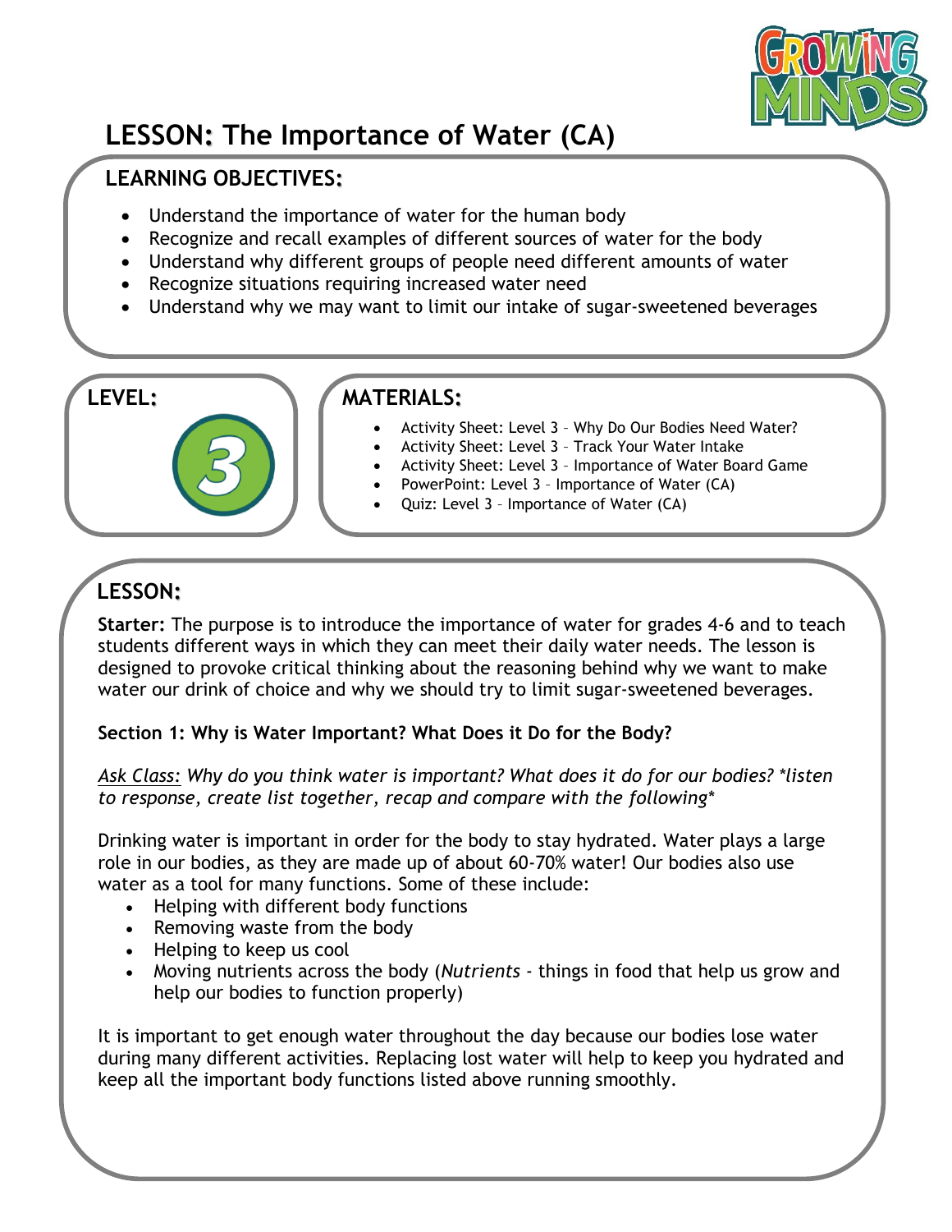# LESSON: The Importance of Water (CA)

## LEARNING OBJECTIVES:

- Understand the importance of water for the human body
- Recognize and recall examples of different sources of water for the body
- Understand why different groups of people need different amounts of water
- Recognize situations requiring increased water need
- Understand why we may want to limit our intake of sugar-sweetened beverages

## LEVEL:

3

## MATERIALS:

- Activity Sheet: Level 3 – Why Do Our Bodies Need Water?
- Activity Sheet: Level 3 – Track Your Water Intake
- Activity Sheet: Level 3 – Importance of Water Board Game
- PowerPoint: Level 3 – Importance of Water (CA)
- Quiz: Level 3 – Importance of Water (CA)

## LESSON:

**Starter:** The purpose is to introduce the importance of water for grades 4-6 and to teach students different ways in which they can meet their daily water needs. The lesson is designed to provoke critical thinking about the reasoning behind why we want to make water our drink of choice and why we should try to limit sugar-sweetened beverages.

**Section 1: Why is Water Important? What Does it Do for the Body?**

*Ask Class: Why do you think water is important? What does it do for our bodies? *listen to response, create list together, recap and compare with the following**

Drinking water is important in order for the body to stay hydrated. Water plays a large role in our bodies, as they are made up of about 60-70% water! Our bodies also use water as a tool for many functions. Some of these include:

- Helping with different body functions
- Removing waste from the body
- Helping to keep us cool
- Moving nutrients across the body (*Nutrients* - things in food that help us grow and help our bodies to function properly)

It is important to get enough water throughout the day because our bodies lose water during many different activities. Replacing lost water will help to keep you hydrated and keep all the important body functions listed above running smoothly.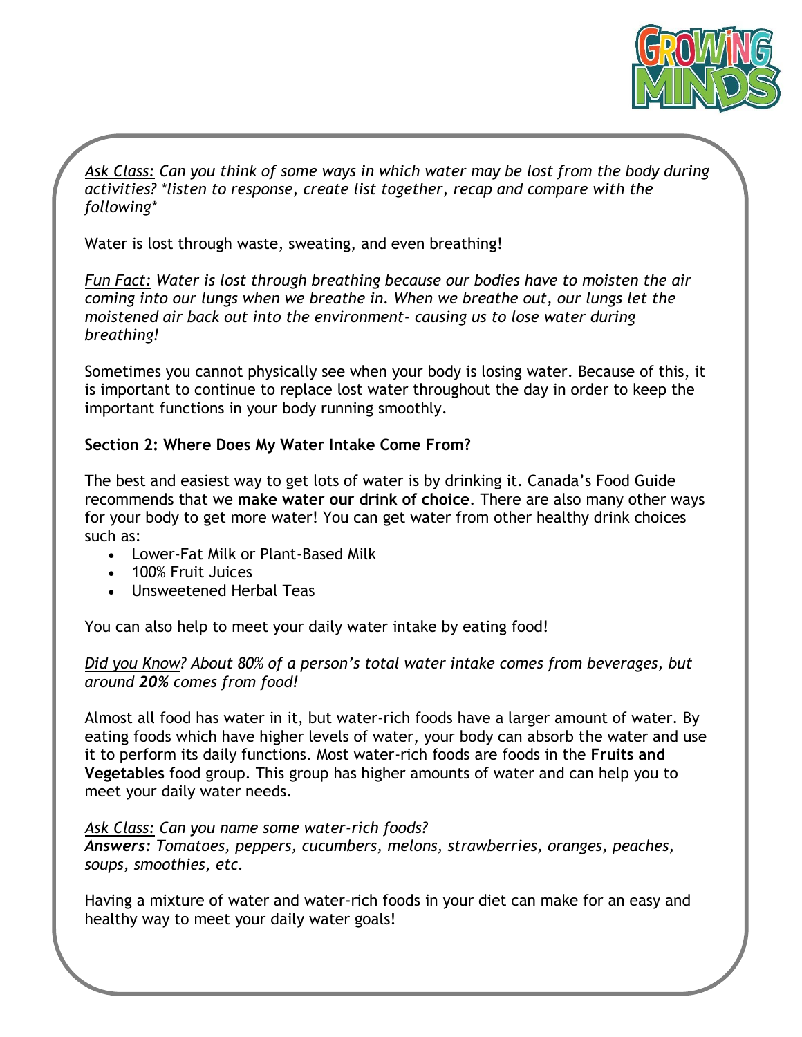*<u>Ask Class:</u> Can you think of some ways in which water may be lost from the body during activities? *listen to response, create list together, recap and compare with the following**

Water is lost through waste, sweating, and even breathing!

*<u>Fun Fact:</u> Water is lost through breathing because our bodies have to moisten the air coming into our lungs when we breathe in. When we breathe out, our lungs let the moistened air back out into the environment- causing us to lose water during breathing!*

Sometimes you cannot physically see when your body is losing water. Because of this, it is important to continue to replace lost water throughout the day in order to keep the important functions in your body running smoothly.

**Section 2: Where Does My Water Intake Come From?**

The best and easiest way to get lots of water is by drinking it. Canada's Food Guide recommends that we **make water our drink of choice**. There are also many other ways for your body to get more water! You can get water from other healthy drink choices such as:

- Lower-Fat Milk or Plant-Based Milk
- 100% Fruit Juices
- Unsweetened Herbal Teas

You can also help to meet your daily water intake by eating food!

*<u>Did you Know</u>? About 80% of a person's total water intake comes from beverages, but around **20%** comes from food!*

Almost all food has water in it, but water-rich foods have a larger amount of water. By eating foods which have higher levels of water, your body can absorb the water and use it to perform its daily functions. Most water-rich foods are foods in the **Fruits and Vegetables** food group. This group has higher amounts of water and can help you to meet your daily water needs.

*<u>Ask Class:</u> Can you name some water-rich foods?*
***Answers:** Tomatoes, peppers, cucumbers, melons, strawberries, oranges, peaches, soups, smoothies, etc.*

Having a mixture of water and water-rich foods in your diet can make for an easy and healthy way to meet your daily water goals!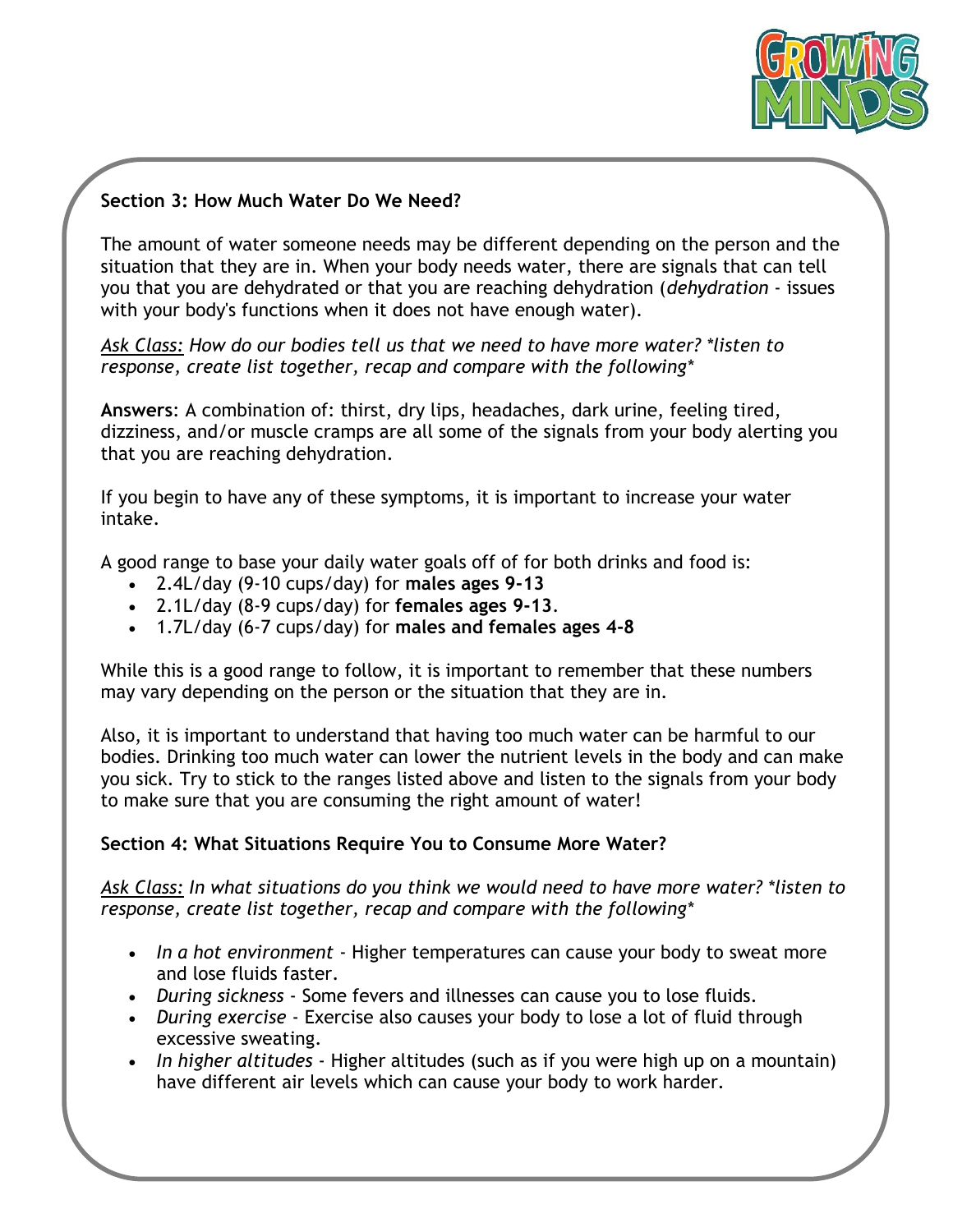**Section 3: How Much Water Do We Need?**

The amount of water someone needs may be different depending on the person and the situation that they are in. When your body needs water, there are signals that can tell you that you are dehydrated or that you are reaching dehydration (*dehydration* - issues with your body's functions when it does not have enough water).

<u>*Ask Class:*</u> *How do our bodies tell us that we need to have more water? \*listen to response, create list together, recap and compare with the following\**

**Answers**: A combination of: thirst, dry lips, headaches, dark urine, feeling tired, dizziness, and/or muscle cramps are all some of the signals from your body alerting you that you are reaching dehydration.

If you begin to have any of these symptoms, it is important to increase your water intake.

A good range to base your daily water goals off of for both drinks and food is:

- 2.4L/day (9-10 cups/day) for **males ages 9-13**
- 2.1L/day (8-9 cups/day) for **females ages 9-13**.
- 1.7L/day (6-7 cups/day) for **males and females ages 4-8**

While this is a good range to follow, it is important to remember that these numbers may vary depending on the person or the situation that they are in.

Also, it is important to understand that having too much water can be harmful to our bodies. Drinking too much water can lower the nutrient levels in the body and can make you sick. Try to stick to the ranges listed above and listen to the signals from your body to make sure that you are consuming the right amount of water!

**Section 4: What Situations Require You to Consume More Water?**

<u>*Ask Class:*</u> *In what situations do you think we would need to have more water? \*listen to response, create list together, recap and compare with the following\**

- *In a hot environment* - Higher temperatures can cause your body to sweat more and lose fluids faster.
- *During sickness* - Some fevers and illnesses can cause you to lose fluids.
- *During exercise* - Exercise also causes your body to lose a lot of fluid through excessive sweating.
- *In higher altitudes* - Higher altitudes (such as if you were high up on a mountain) have different air levels which can cause your body to work harder.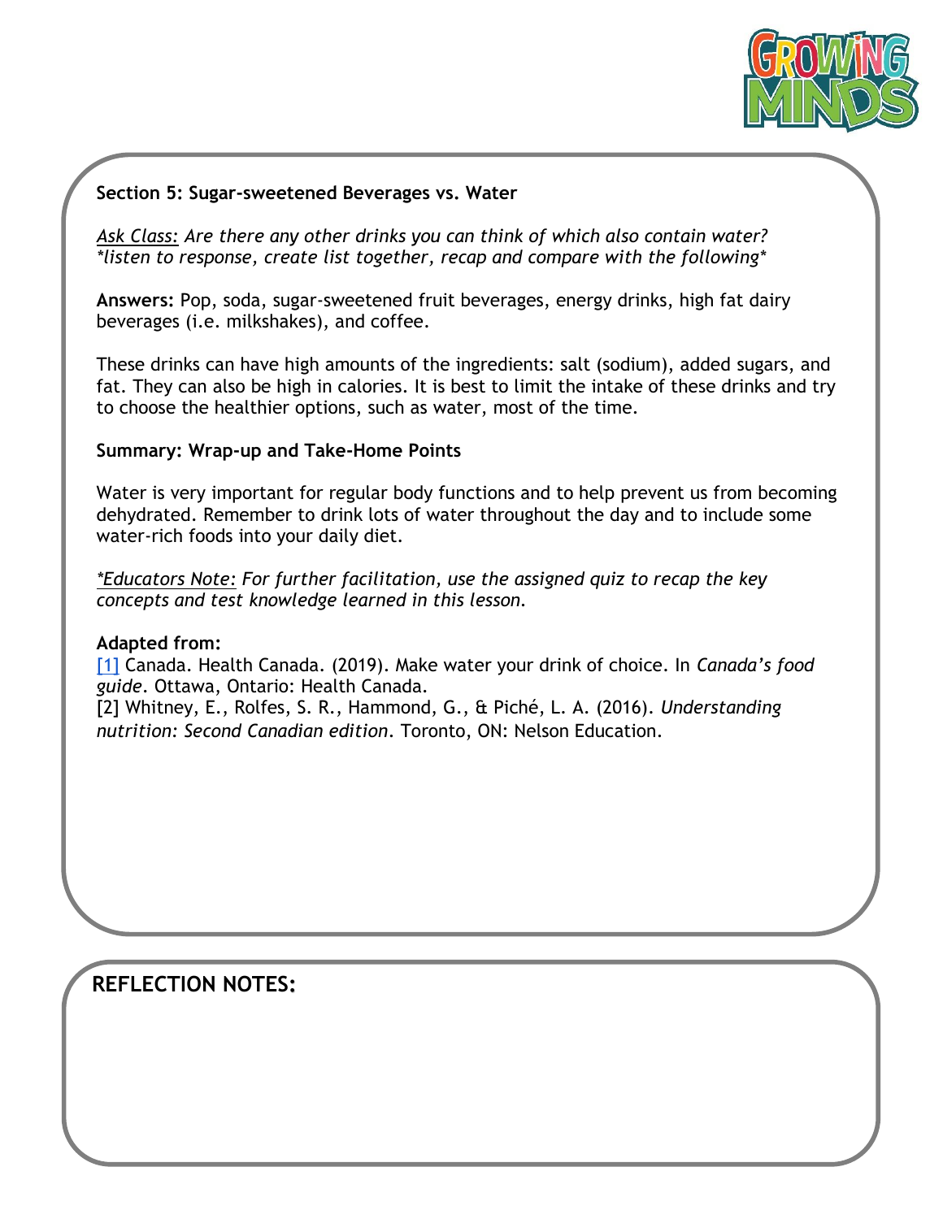**Section 5: Sugar-sweetened Beverages vs. Water**

*Ask Class: Are there any other drinks you can think of which also contain water? *listen to response, create list together, recap and compare with the following**

**Answers:** Pop, soda, sugar-sweetened fruit beverages, energy drinks, high fat dairy beverages (i.e. milkshakes), and coffee.

These drinks can have high amounts of the ingredients: salt (sodium), added sugars, and fat. They can also be high in calories. It is best to limit the intake of these drinks and try to choose the healthier options, such as water, most of the time.

**Summary: Wrap-up and Take-Home Points**

Water is very important for regular body functions and to help prevent us from becoming dehydrated. Remember to drink lots of water throughout the day and to include some water-rich foods into your daily diet.

**Educators Note*: For further facilitation, use the assigned quiz to recap the key concepts and test knowledge learned in this lesson.*

**Adapted from:**

[1] Canada. Health Canada. (2019). Make water your drink of choice. In *Canada's food guide*. Ottawa, Ontario: Health Canada.

[2] Whitney, E., Rolfes, S. R., Hammond, G., & Piché, L. A. (2016). *Understanding nutrition: Second Canadian edition*. Toronto, ON: Nelson Education.

**REFLECTION NOTES:**